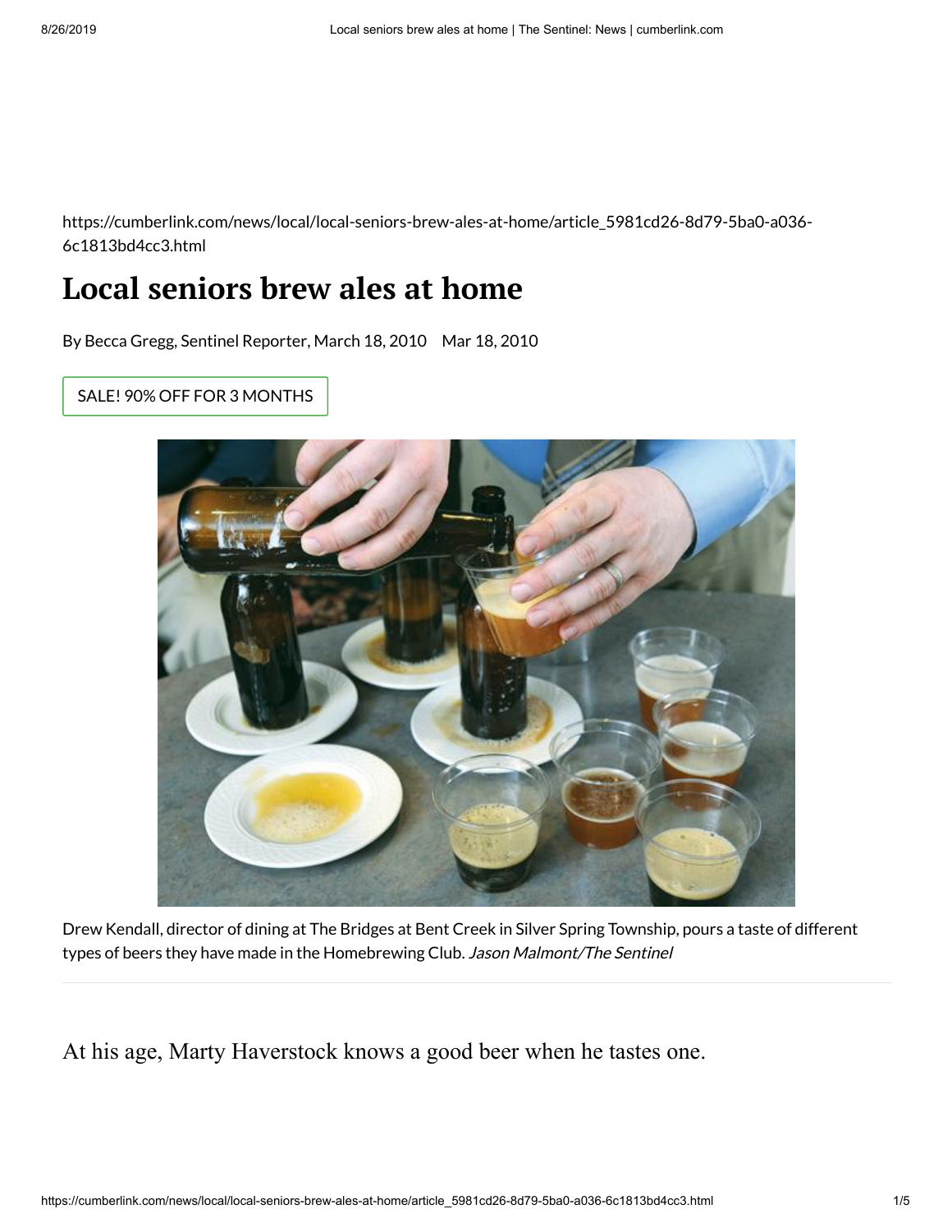https://cumberlink.com/news/local/local-seniors-brew-ales-at-home/article_5981cd26-8d79-5ba0-a036-6c1813bd4cc3.html

# Local seniors brew ales at home

By Becca Gregg, Sentinel Reporter, March 18, 2010 Mar 18, 2010

SALE! 90% OFF FOR 3 MONTHS

Drew Kendall, director of dining at The Bridges at Bent Creek in Silver Spring Township, pours a taste of different types of beers they have made in the Homebrewing Club. *Jason Malmont/The Sentinel*

At his age, Marty Haverstock knows a good beer when he tastes one.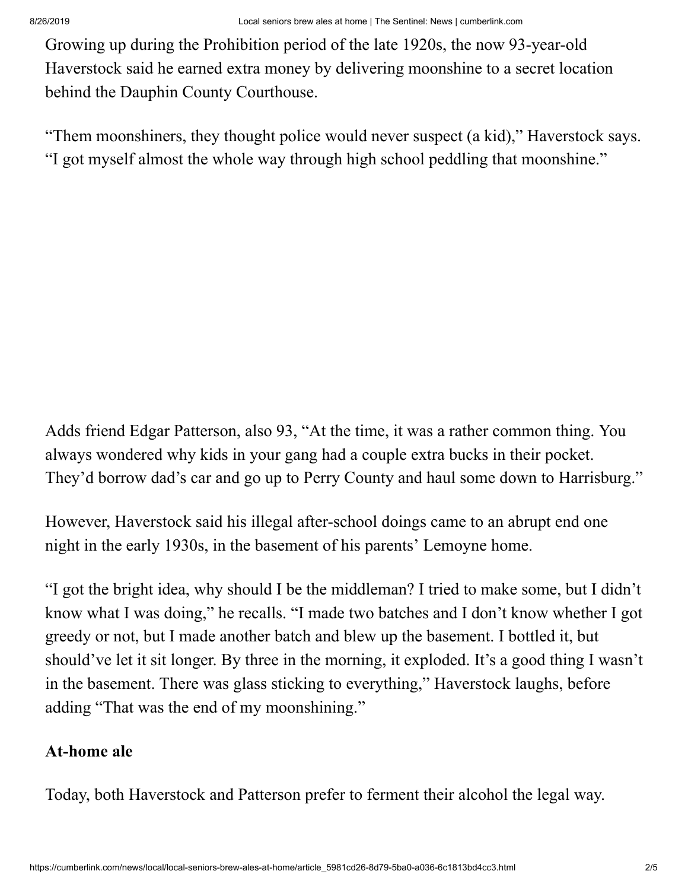Growing up during the Prohibition period of the late 1920s, the now 93-year-old Haverstock said he earned extra money by delivering moonshine to a secret location behind the Dauphin County Courthouse.

"Them moonshiners, they thought police would never suspect (a kid)," Haverstock says. "I got myself almost the whole way through high school peddling that moonshine."

Adds friend Edgar Patterson, also 93, "At the time, it was a rather common thing. You always wondered why kids in your gang had a couple extra bucks in their pocket. They'd borrow dad's car and go up to Perry County and haul some down to Harrisburg."

However, Haverstock said his illegal after-school doings came to an abrupt end one night in the early 1930s, in the basement of his parents' Lemoyne home.

"I got the bright idea, why should I be the middleman? I tried to make some, but I didn't know what I was doing," he recalls. "I made two batches and I don't know whether I got greedy or not, but I made another batch and blew up the basement. I bottled it, but should've let it sit longer. By three in the morning, it exploded. It's a good thing I wasn't in the basement. There was glass sticking to everything," Haverstock laughs, before adding "That was the end of my moonshining."

**At-home ale**

Today, both Haverstock and Patterson prefer to ferment their alcohol the legal way.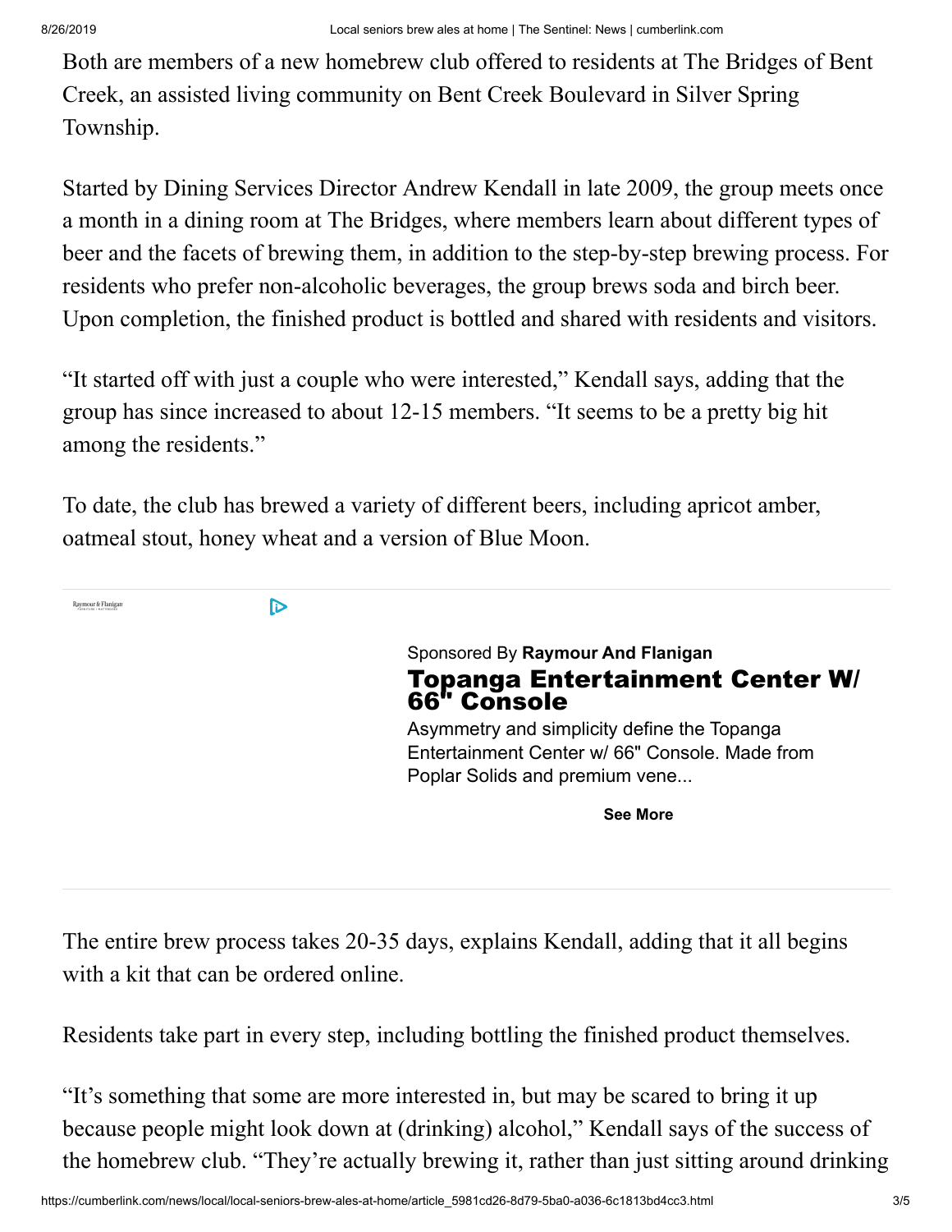Both are members of a new homebrew club offered to residents at The Bridges of Bent Creek, an assisted living community on Bent Creek Boulevard in Silver Spring Township.

Started by Dining Services Director Andrew Kendall in late 2009, the group meets once a month in a dining room at The Bridges, where members learn about different types of beer and the facets of brewing them, in addition to the step-by-step brewing process. For residents who prefer non-alcoholic beverages, the group brews soda and birch beer. Upon completion, the finished product is bottled and shared with residents and visitors.

“It started off with just a couple who were interested,” Kendall says, adding that the group has since increased to about 12-15 members. “It seems to be a pretty big hit among the residents.”

To date, the club has brewed a variety of different beers, including apricot amber, oatmeal stout, honey wheat and a version of Blue Moon.

The entire brew process takes 20-35 days, explains Kendall, adding that it all begins with a kit that can be ordered online.

Residents take part in every step, including bottling the finished product themselves.

“It’s something that some are more interested in, but may be scared to bring it up because people might look down at (drinking) alcohol,” Kendall says of the success of the homebrew club. “They’re actually brewing it, rather than just sitting around drinking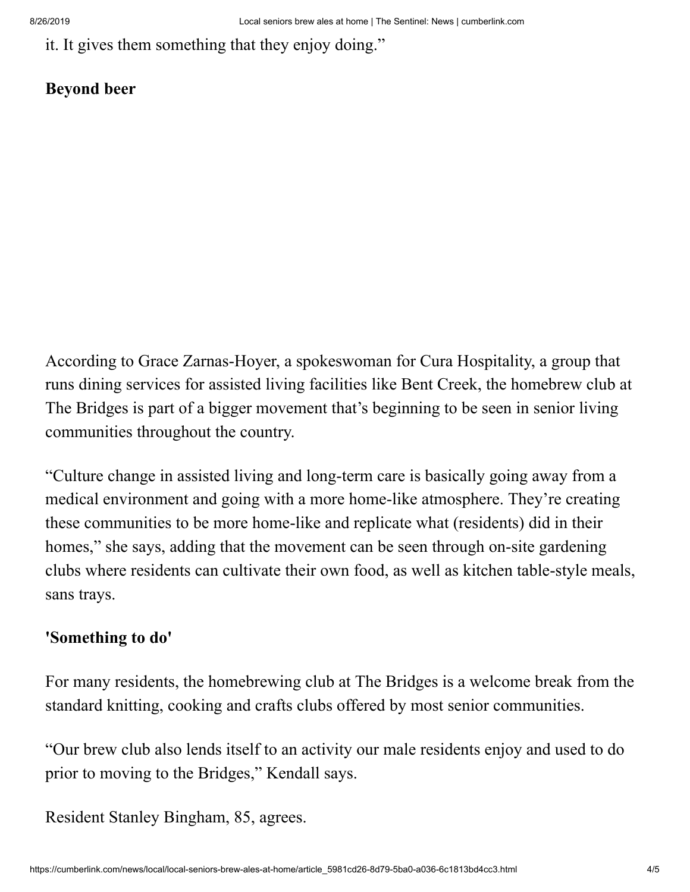it. It gives them something that they enjoy doing."

**Beyond beer**

According to Grace Zarnas-Hoyer, a spokeswoman for Cura Hospitality, a group that runs dining services for assisted living facilities like Bent Creek, the homebrew club at The Bridges is part of a bigger movement that's beginning to be seen in senior living communities throughout the country.

"Culture change in assisted living and long-term care is basically going away from a medical environment and going with a more home-like atmosphere. They're creating these communities to be more home-like and replicate what (residents) did in their homes," she says, adding that the movement can be seen through on-site gardening clubs where residents can cultivate their own food, as well as kitchen table-style meals, sans trays.

**'Something to do'**

For many residents, the homebrewing club at The Bridges is a welcome break from the standard knitting, cooking and crafts clubs offered by most senior communities.

"Our brew club also lends itself to an activity our male residents enjoy and used to do prior to moving to the Bridges," Kendall says.

Resident Stanley Bingham, 85, agrees.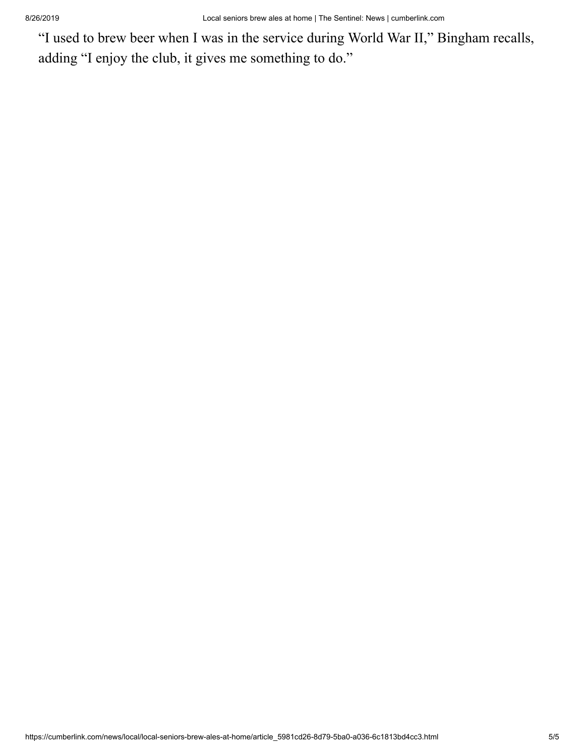"I used to brew beer when I was in the service during World War II," Bingham recalls, adding "I enjoy the club, it gives me something to do."